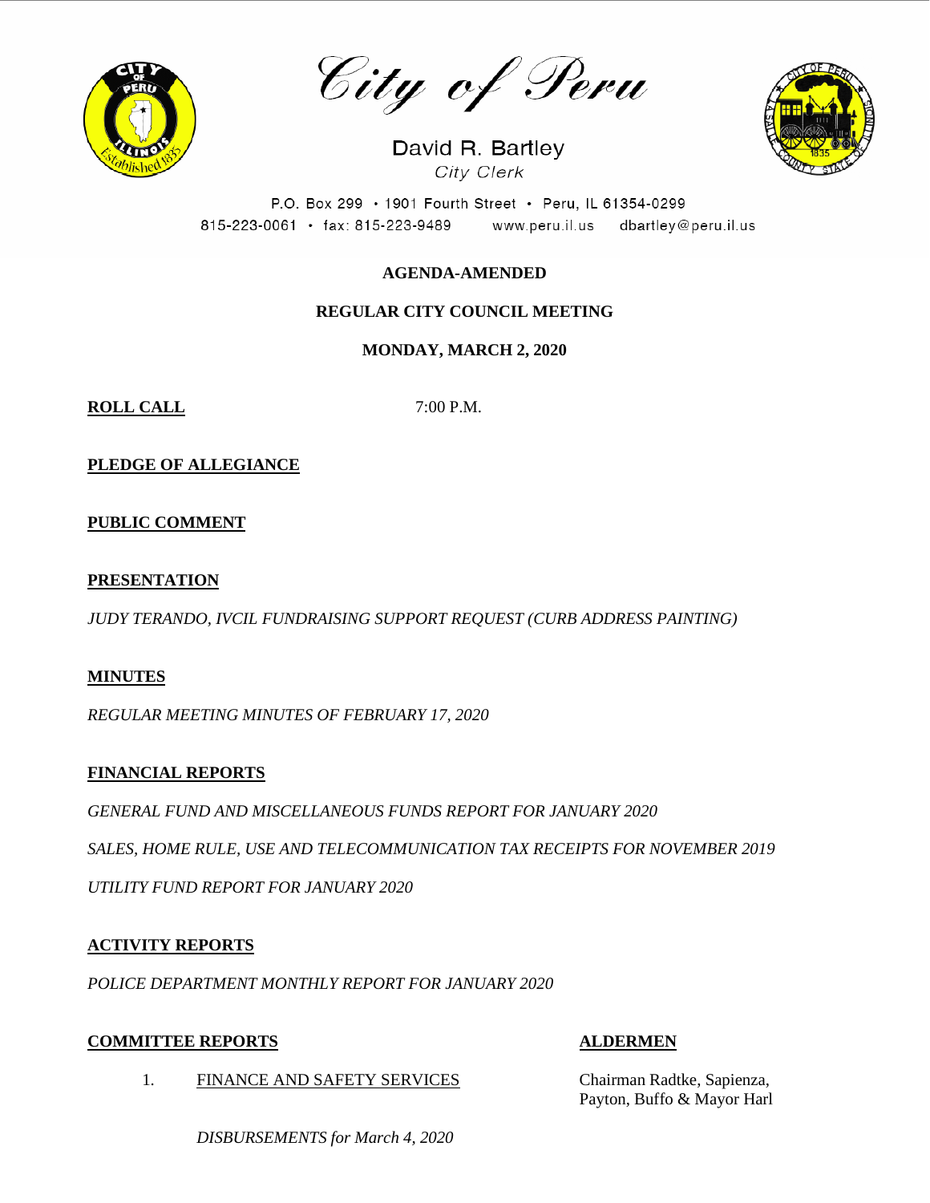# City of Peru

David R. Bartley
*City Clerk*

P.O. Box 299 • 1901 Fourth Street • Peru, IL 61354-0299
815-223-0061 • fax: 815-223-9489 www.peru.il.us dbartley@peru.il.us

**AGENDA-AMENDED**

**REGULAR CITY COUNCIL MEETING**

**MONDAY, MARCH 2, 2020**

**ROLL CALL** 7:00 P.M.

**PLEDGE OF ALLEGIANCE**

**PUBLIC COMMENT**

**PRESENTATION**

*JUDY TERANDO, IVCIL FUNDRAISING SUPPORT REQUEST (CURB ADDRESS PAINTING)*

**MINUTES**

*REGULAR MEETING MINUTES OF FEBRUARY 17, 2020*

**FINANCIAL REPORTS**

*GENERAL FUND AND MISCELLANEOUS FUNDS REPORT FOR JANUARY 2020*

*SALES, HOME RULE, USE AND TELECOMMUNICATION TAX RECEIPTS FOR NOVEMBER 2019*

*UTILITY FUND REPORT FOR JANUARY 2020*

**ACTIVITY REPORTS**

*POLICE DEPARTMENT MONTHLY REPORT FOR JANUARY 2020*

**COMMITTEE REPORTS** **ALDERMEN**

1. FINANCE AND SAFETY SERVICES — Chairman Radtke, Sapienza, Payton, Buffo & Mayor Harl

   *DISBURSEMENTS for March 4, 2020*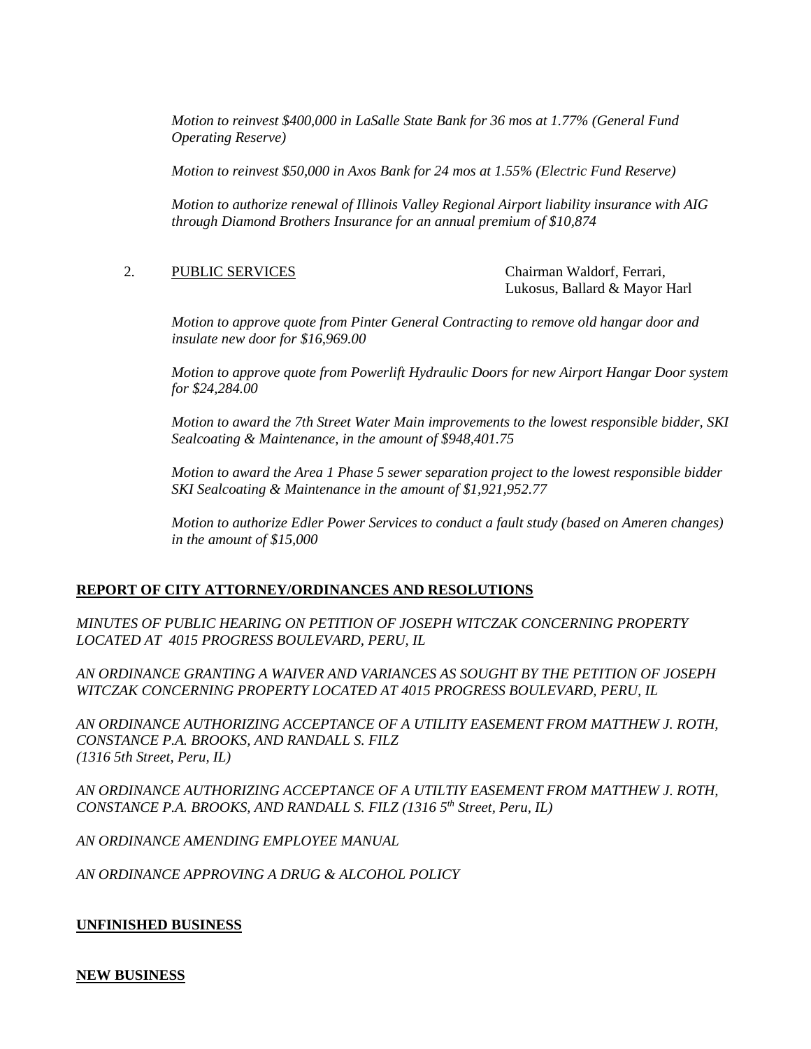*Motion to reinvest $400,000 in LaSalle State Bank for 36 mos at 1.77% (General Fund Operating Reserve)*

*Motion to reinvest $50,000 in Axos Bank for 24 mos at 1.55% (Electric Fund Reserve)*

*Motion to authorize renewal of Illinois Valley Regional Airport liability insurance with AIG through Diamond Brothers Insurance for an annual premium of $10,874*

2. PUBLIC SERVICES — Chairman Waldorf, Ferrari, Lukosus, Ballard & Mayor Harl

*Motion to approve quote from Pinter General Contracting to remove old hangar door and insulate new door for $16,969.00*

*Motion to approve quote from Powerlift Hydraulic Doors for new Airport Hangar Door system for $24,284.00*

*Motion to award the 7th Street Water Main improvements to the lowest responsible bidder, SKI Sealcoating & Maintenance, in the amount of $948,401.75*

*Motion to award the Area 1 Phase 5 sewer separation project to the lowest responsible bidder SKI Sealcoating & Maintenance in the amount of $1,921,952.77*

*Motion to authorize Edler Power Services to conduct a fault study (based on Ameren changes) in the amount of $15,000*

**REPORT OF CITY ATTORNEY/ORDINANCES AND RESOLUTIONS**

*MINUTES OF PUBLIC HEARING ON PETITION OF JOSEPH WITCZAK CONCERNING PROPERTY LOCATED AT 4015 PROGRESS BOULEVARD, PERU, IL*

*AN ORDINANCE GRANTING A WAIVER AND VARIANCES AS SOUGHT BY THE PETITION OF JOSEPH WITCZAK CONCERNING PROPERTY LOCATED AT 4015 PROGRESS BOULEVARD, PERU, IL*

*AN ORDINANCE AUTHORIZING ACCEPTANCE OF A UTILITY EASEMENT FROM MATTHEW J. ROTH, CONSTANCE P.A. BROOKS, AND RANDALL S. FILZ (1316 5th Street, Peru, IL)*

*AN ORDINANCE AUTHORIZING ACCEPTANCE OF A UTILTIY EASEMENT FROM MATTHEW J. ROTH, CONSTANCE P.A. BROOKS, AND RANDALL S. FILZ (1316 5th Street, Peru, IL)*

*AN ORDINANCE AMENDING EMPLOYEE MANUAL*

*AN ORDINANCE APPROVING A DRUG & ALCOHOL POLICY*

**UNFINISHED BUSINESS**

**NEW BUSINESS**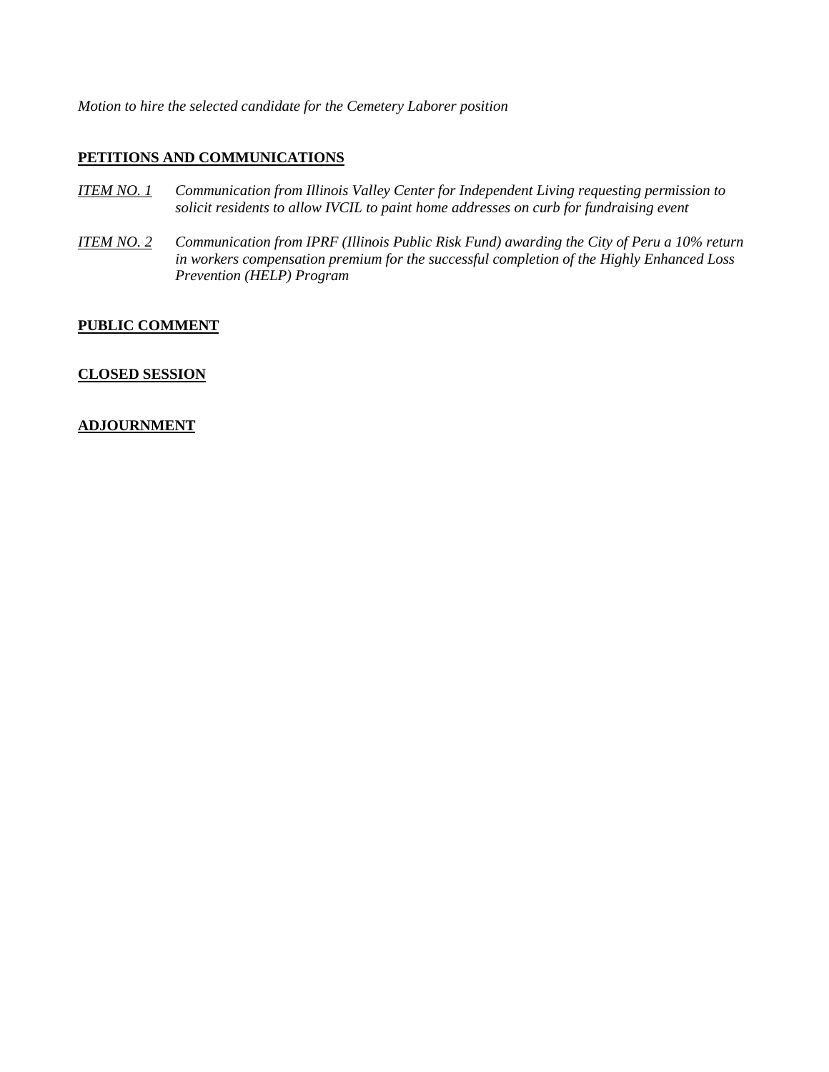*Motion to hire the selected candidate for the Cemetery Laborer position*

**PETITIONS AND COMMUNICATIONS**

*ITEM NO. 1* *Communication from Illinois Valley Center for Independent Living requesting permission to solicit residents to allow IVCIL to paint home addresses on curb for fundraising event*

*ITEM NO. 2* *Communication from IPRF (Illinois Public Risk Fund) awarding the City of Peru a 10% return in workers compensation premium for the successful completion of the Highly Enhanced Loss Prevention (HELP) Program*

**PUBLIC COMMENT**

**CLOSED SESSION**

**ADJOURNMENT**